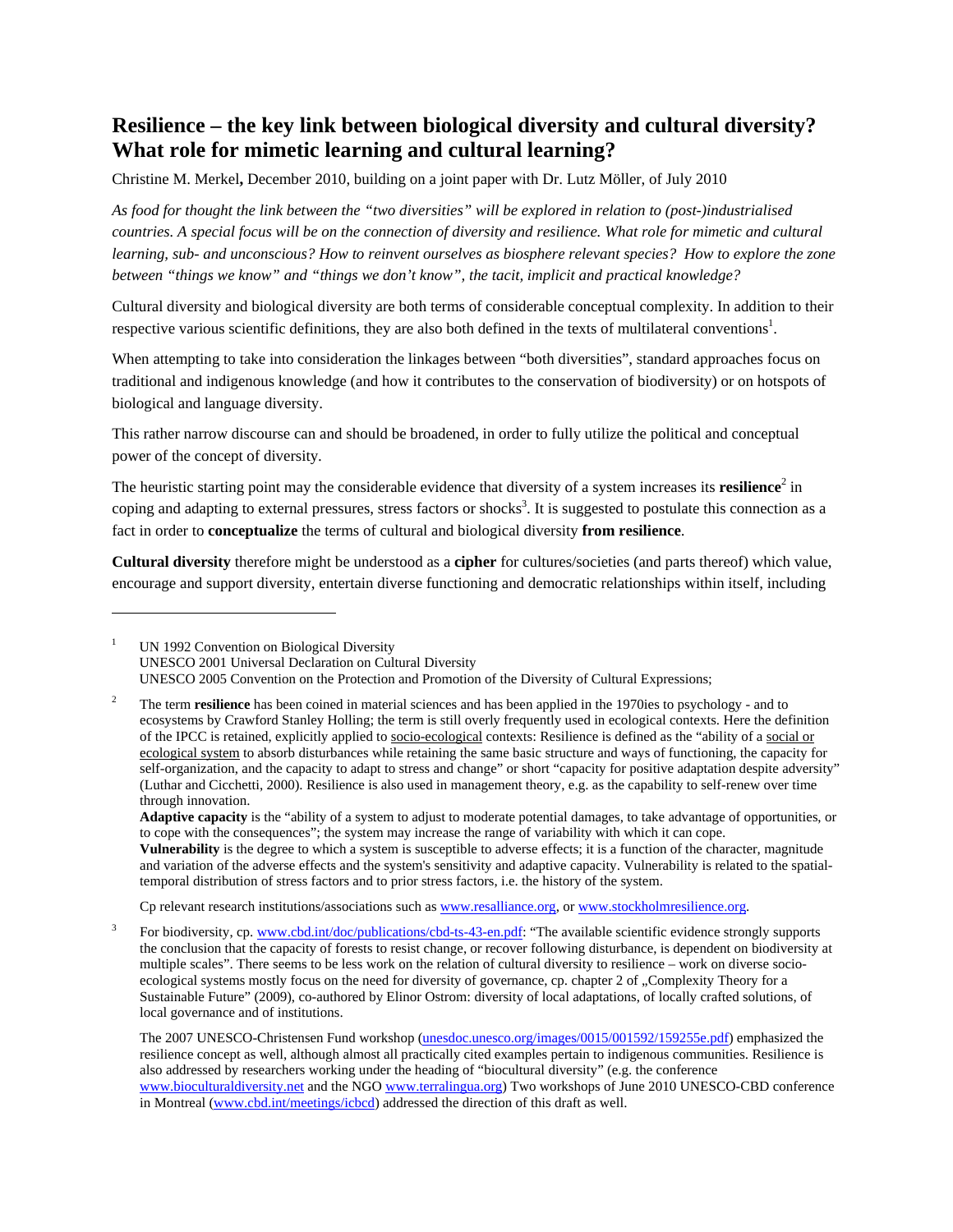# Resilience – the key link between biological diversity and cultural diversity? What role for mimetic learning and cultural learning?

Christine M. Merkel**,** December 2010, building on a joint paper with Dr. Lutz Möller, of July 2010

*As food for thought the link between the "two diversities" will be explored in relation to (post-)industrialised countries. A special focus will be on the connection of diversity and resilience. What role for mimetic and cultural learning, sub- and unconscious? How to reinvent ourselves as biosphere relevant species? How to explore the zone between "things we know" and "things we don't know", the tacit, implicit and practical knowledge?*

Cultural diversity and biological diversity are both terms of considerable conceptual complexity. In addition to their respective various scientific definitions, they are also both defined in the texts of multilateral conventions[1].

When attempting to take into consideration the linkages between "both diversities", standard approaches focus on traditional and indigenous knowledge (and how it contributes to the conservation of biodiversity) or on hotspots of biological and language diversity.

This rather narrow discourse can and should be broadened, in order to fully utilize the political and conceptual power of the concept of diversity.

The heuristic starting point may the considerable evidence that diversity of a system increases its **resilience**[2] in coping and adapting to external pressures, stress factors or shocks[3]. It is suggested to postulate this connection as a fact in order to **conceptualize** the terms of cultural and biological diversity **from resilience**.

**Cultural diversity** therefore might be understood as a **cipher** for cultures/societies (and parts thereof) which value, encourage and support diversity, entertain diverse functioning and democratic relationships within itself, including

---

[1] UN 1992 Convention on Biological Diversity
UNESCO 2001 Universal Declaration on Cultural Diversity
UNESCO 2005 Convention on the Protection and Promotion of the Diversity of Cultural Expressions;

[2] The term **resilience** has been coined in material sciences and has been applied in the 1970ies to psychology - and to ecosystems by Crawford Stanley Holling; the term is still overly frequently used in ecological contexts. Here the definition of the IPCC is retained, explicitly applied to socio-ecological contexts: Resilience is defined as the "ability of a social or ecological system to absorb disturbances while retaining the same basic structure and ways of functioning, the capacity for self-organization, and the capacity to adapt to stress and change" or short "capacity for positive adaptation despite adversity" (Luthar and Cicchetti, 2000). Resilience is also used in management theory, e.g. as the capability to self-renew over time through innovation.
**Adaptive capacity** is the "ability of a system to adjust to moderate potential damages, to take advantage of opportunities, or to cope with the consequences"; the system may increase the range of variability with which it can cope.
**Vulnerability** is the degree to which a system is susceptible to adverse effects; it is a function of the character, magnitude and variation of the adverse effects and the system's sensitivity and adaptive capacity. Vulnerability is related to the spatial-temporal distribution of stress factors and to prior stress factors, i.e. the history of the system.

Cp relevant research institutions/associations such as www.resalliance.org, or www.stockholmresilience.org.

[3] For biodiversity, cp. www.cbd.int/doc/publications/cbd-ts-43-en.pdf: "The available scientific evidence strongly supports the conclusion that the capacity of forests to resist change, or recover following disturbance, is dependent on biodiversity at multiple scales". There seems to be less work on the relation of cultural diversity to resilience – work on diverse socio-ecological systems mostly focus on the need for diversity of governance, cp. chapter 2 of „Complexity Theory for a Sustainable Future" (2009), co-authored by Elinor Ostrom: diversity of local adaptations, of locally crafted solutions, of local governance and of institutions.

The 2007 UNESCO-Christensen Fund workshop (unesdoc.unesco.org/images/0015/001592/159255e.pdf) emphasized the resilience concept as well, although almost all practically cited examples pertain to indigenous communities. Resilience is also addressed by researchers working under the heading of "biocultural diversity" (e.g. the conference www.bioculturaldiversity.net and the NGO www.terralingua.org) Two workshops of June 2010 UNESCO-CBD conference in Montreal (www.cbd.int/meetings/icbcd) addressed the direction of this draft as well.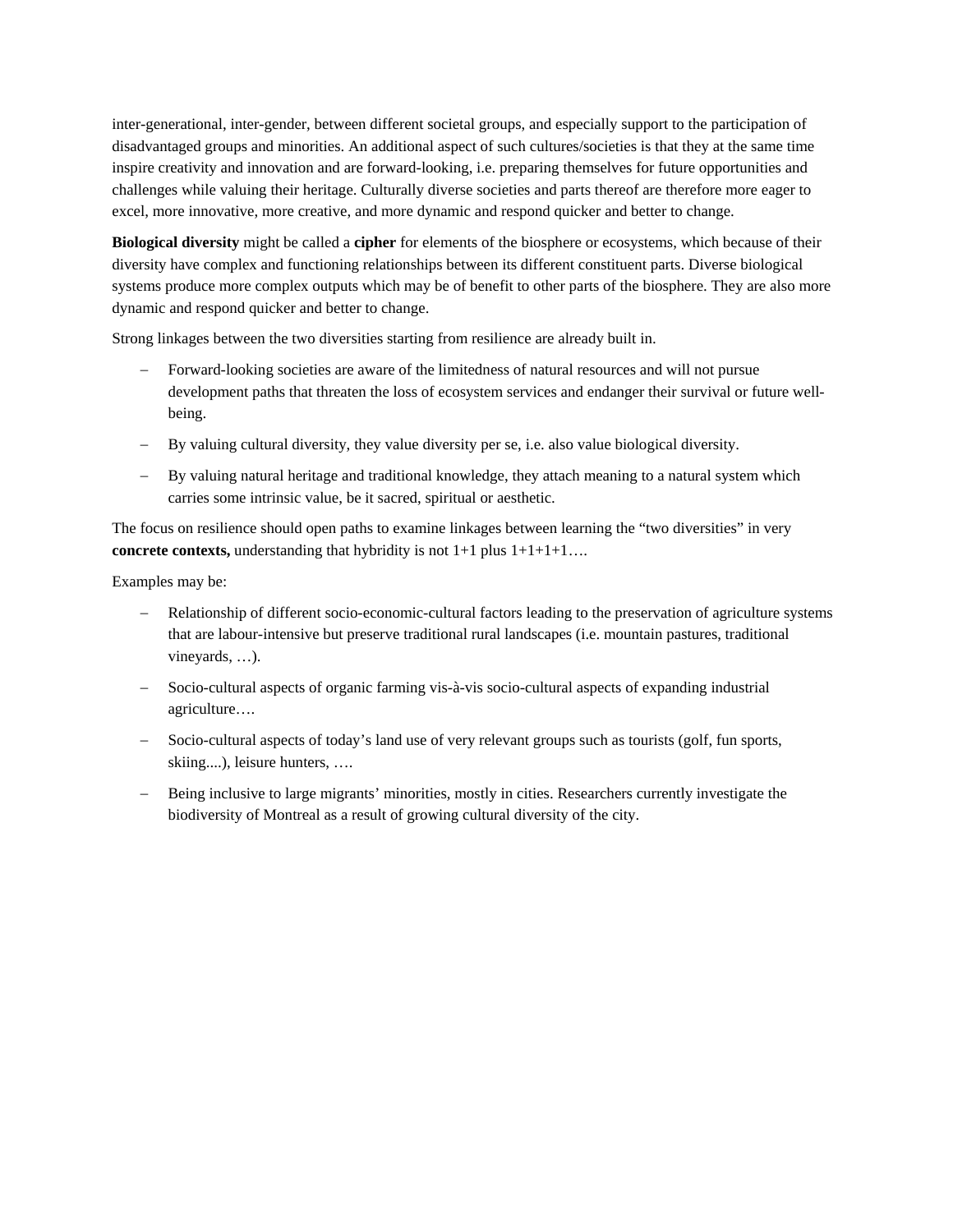inter-generational, inter-gender, between different societal groups, and especially support to the participation of disadvantaged groups and minorities. An additional aspect of such cultures/societies is that they at the same time inspire creativity and innovation and are forward-looking, i.e. preparing themselves for future opportunities and challenges while valuing their heritage. Culturally diverse societies and parts thereof are therefore more eager to excel, more innovative, more creative, and more dynamic and respond quicker and better to change.

**Biological diversity** might be called a **cipher** for elements of the biosphere or ecosystems, which because of their diversity have complex and functioning relationships between its different constituent parts. Diverse biological systems produce more complex outputs which may be of benefit to other parts of the biosphere. They are also more dynamic and respond quicker and better to change.

Strong linkages between the two diversities starting from resilience are already built in.

- Forward-looking societies are aware of the limitedness of natural resources and will not pursue development paths that threaten the loss of ecosystem services and endanger their survival or future well-being.
- By valuing cultural diversity, they value diversity per se, i.e. also value biological diversity.
- By valuing natural heritage and traditional knowledge, they attach meaning to a natural system which carries some intrinsic value, be it sacred, spiritual or aesthetic.

The focus on resilience should open paths to examine linkages between learning the "two diversities" in very **concrete contexts,** understanding that hybridity is not 1+1 plus 1+1+1+1….

Examples may be:

- Relationship of different socio-economic-cultural factors leading to the preservation of agriculture systems that are labour-intensive but preserve traditional rural landscapes (i.e. mountain pastures, traditional vineyards, …).
- Socio-cultural aspects of organic farming vis-à-vis socio-cultural aspects of expanding industrial agriculture….
- Socio-cultural aspects of today's land use of very relevant groups such as tourists (golf, fun sports, skiing....), leisure hunters, ….
- Being inclusive to large migrants' minorities, mostly in cities. Researchers currently investigate the biodiversity of Montreal as a result of growing cultural diversity of the city.